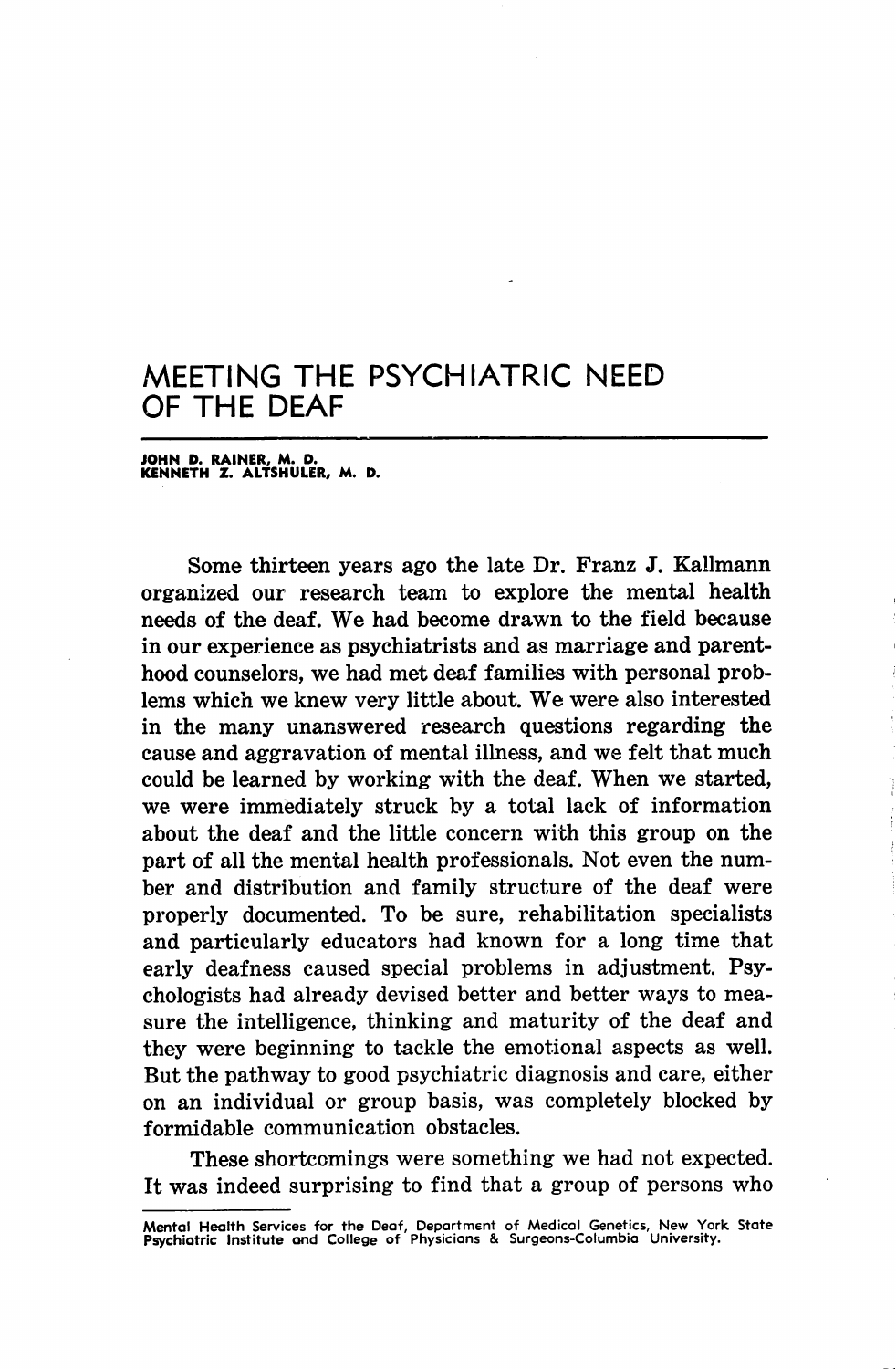# MEETING THE PSYCHIATRIC NEED OF THE DEAF

**JOHN D. RAINER, M. D.**
**KENNETH Z. ALTSHULER, M. D.**

Some thirteen years ago the late Dr. Franz J. Kallmann organized our research team to explore the mental health needs of the deaf. We had become drawn to the field because in our experience as psychiatrists and as marriage and parenthood counselors, we had met deaf families with personal problems which we knew very little about. We were also interested in the many unanswered research questions regarding the cause and aggravation of mental illness, and we felt that much could be learned by working with the deaf. When we started, we were immediately struck by a total lack of information about the deaf and the little concern with this group on the part of all the mental health professionals. Not even the number and distribution and family structure of the deaf were properly documented. To be sure, rehabilitation specialists and particularly educators had known for a long time that early deafness caused special problems in adjustment. Psychologists had already devised better and better ways to measure the intelligence, thinking and maturity of the deaf and they were beginning to tackle the emotional aspects as well. But the pathway to good psychiatric diagnosis and care, either on an individual or group basis, was completely blocked by formidable communication obstacles.

These shortcomings were something we had not expected. It was indeed surprising to find that a group of persons who

Mental Health Services for the Deaf, Department of Medical Genetics, New York State Psychiatric Institute and College of Physicians & Surgeons-Columbia University.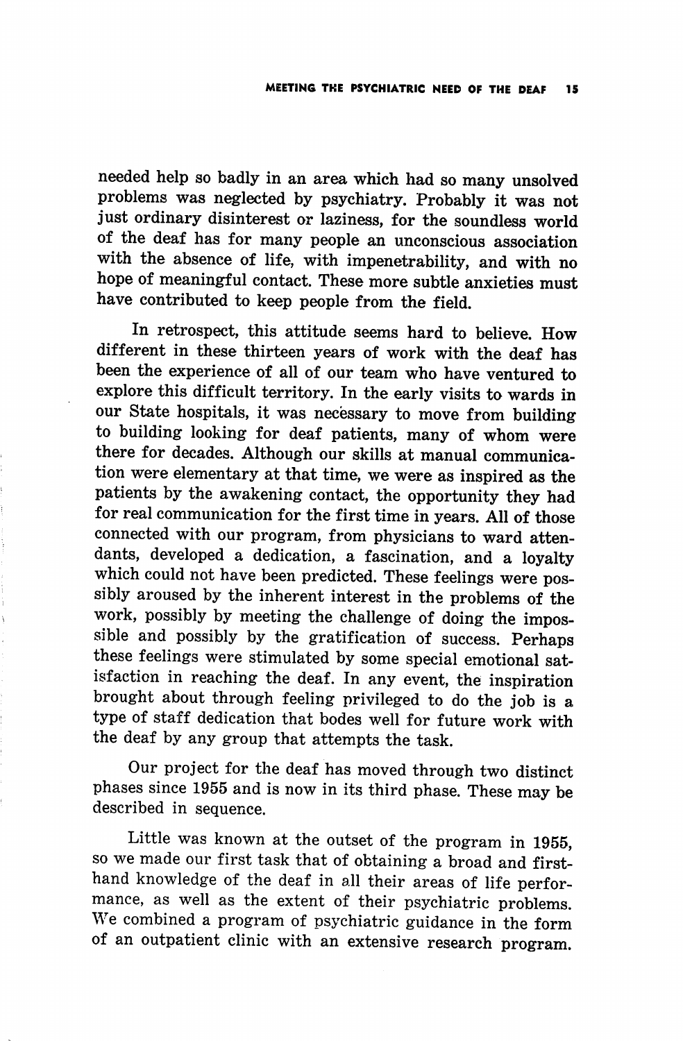needed help so badly in an area which had so many unsolved problems was neglected by psychiatry. Probably it was not just ordinary disinterest or laziness, for the soundless world of the deaf has for many people an unconscious association with the absence of life, with impenetrability, and with no hope of meaningful contact. These more subtle anxieties must have contributed to keep people from the field.

In retrospect, this attitude seems hard to believe. How different in these thirteen years of work with the deaf has been the experience of all of our team who have ventured to explore this difficult territory. In the early visits to wards in our State hospitals, it was necessary to move from building to building looking for deaf patients, many of whom were there for decades. Although our skills at manual communication were elementary at that time, we were as inspired as the patients by the awakening contact, the opportunity they had for real communication for the first time in years. All of those connected with our program, from physicians to ward attendants, developed a dedication, a fascination, and a loyalty which could not have been predicted. These feelings were possibly aroused by the inherent interest in the problems of the work, possibly by meeting the challenge of doing the impossible and possibly by the gratification of success. Perhaps these feelings were stimulated by some special emotional satisfaction in reaching the deaf. In any event, the inspiration brought about through feeling privileged to do the job is a type of staff dedication that bodes well for future work with the deaf by any group that attempts the task.

Our project for the deaf has moved through two distinct phases since 1955 and is now in its third phase. These may be described in sequence.

Little was known at the outset of the program in 1955, so we made our first task that of obtaining a broad and first-hand knowledge of the deaf in all their areas of life performance, as well as the extent of their psychiatric problems. We combined a program of psychiatric guidance in the form of an outpatient clinic with an extensive research program.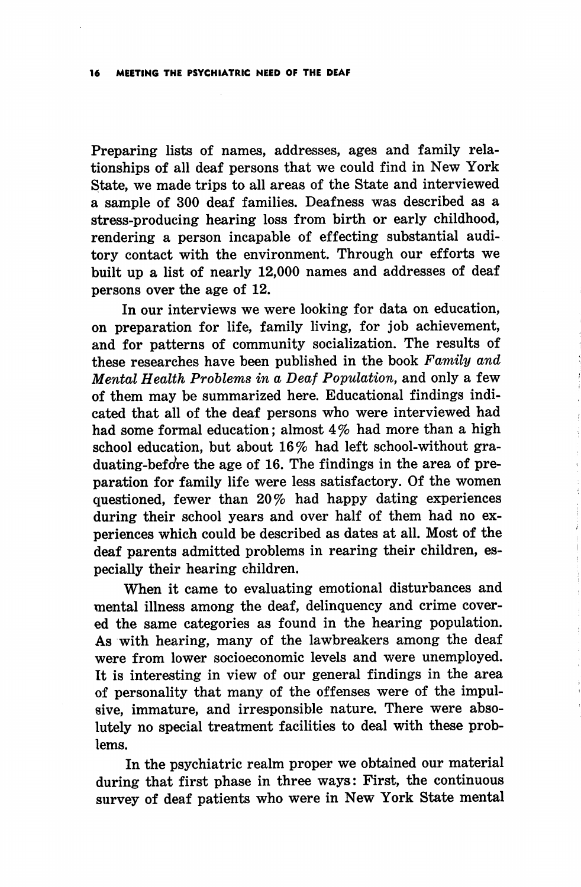Preparing lists of names, addresses, ages and family relationships of all deaf persons that we could find in New York State, we made trips to all areas of the State and interviewed a sample of 300 deaf families. Deafness was described as a stress-producing hearing loss from birth or early childhood, rendering a person incapable of effecting substantial auditory contact with the environment. Through our efforts we built up a list of nearly 12,000 names and addresses of deaf persons over the age of 12.

In our interviews we were looking for data on education, on preparation for life, family living, for job achievement, and for patterns of community socialization. The results of these researches have been published in the book *Family and Mental Health Problems in a Deaf Population,* and only a few of them may be summarized here. Educational findings indicated that all of the deaf persons who were interviewed had had some formal education; almost 4% had more than a high school education, but about 16% had left school-without graduating-before the age of 16. The findings in the area of preparation for family life were less satisfactory. Of the women questioned, fewer than 20% had happy dating experiences during their school years and over half of them had no experiences which could be described as dates at all. Most of the deaf parents admitted problems in rearing their children, especially their hearing children.

When it came to evaluating emotional disturbances and mental illness among the deaf, delinquency and crime covered the same categories as found in the hearing population. As with hearing, many of the lawbreakers among the deaf were from lower socioeconomic levels and were unemployed. It is interesting in view of our general findings in the area of personality that many of the offenses were of the impulsive, immature, and irresponsible nature. There were absolutely no special treatment facilities to deal with these problems.

In the psychiatric realm proper we obtained our material during that first phase in three ways: First, the continuous survey of deaf patients who were in New York State mental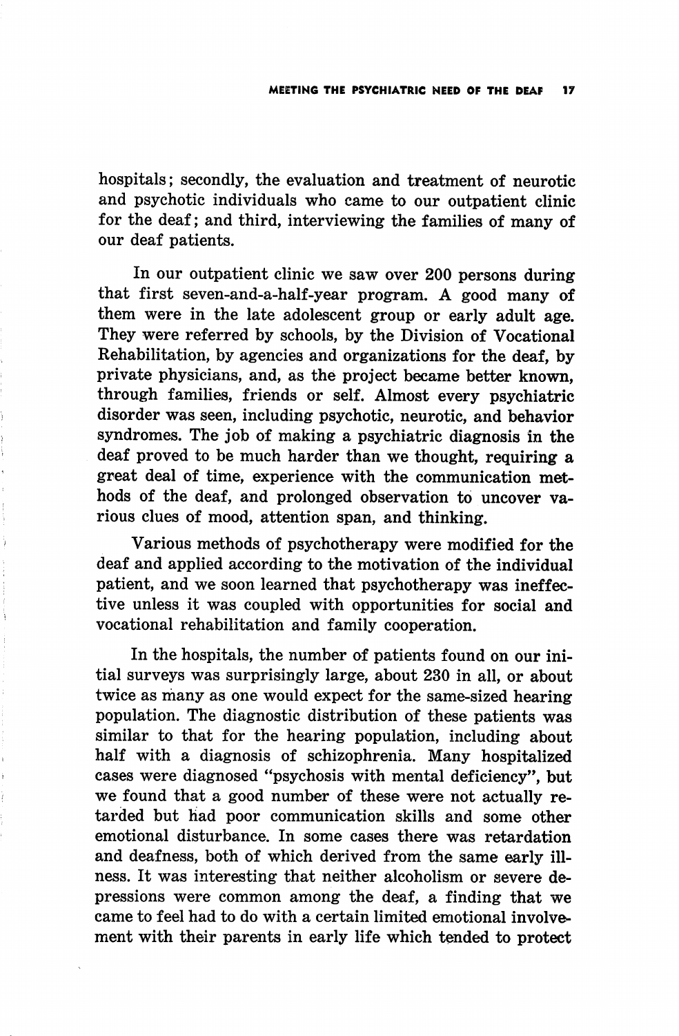hospitals; secondly, the evaluation and treatment of neurotic and psychotic individuals who came to our outpatient clinic for the deaf; and third, interviewing the families of many of our deaf patients.

In our outpatient clinic we saw over 200 persons during that first seven-and-a-half-year program. A good many of them were in the late adolescent group or early adult age. They were referred by schools, by the Division of Vocational Rehabilitation, by agencies and organizations for the deaf, by private physicians, and, as the project became better known, through families, friends or self. Almost every psychiatric disorder was seen, including psychotic, neurotic, and behavior syndromes. The job of making a psychiatric diagnosis in the deaf proved to be much harder than we thought, requiring a great deal of time, experience with the communication methods of the deaf, and prolonged observation to uncover various clues of mood, attention span, and thinking.

Various methods of psychotherapy were modified for the deaf and applied according to the motivation of the individual patient, and we soon learned that psychotherapy was ineffective unless it was coupled with opportunities for social and vocational rehabilitation and family cooperation.

In the hospitals, the number of patients found on our initial surveys was surprisingly large, about 230 in all, or about twice as many as one would expect for the same-sized hearing population. The diagnostic distribution of these patients was similar to that for the hearing population, including about half with a diagnosis of schizophrenia. Many hospitalized cases were diagnosed "psychosis with mental deficiency", but we found that a good number of these were not actually retarded but had poor communication skills and some other emotional disturbance. In some cases there was retardation and deafness, both of which derived from the same early illness. It was interesting that neither alcoholism or severe depressions were common among the deaf, a finding that we came to feel had to do with a certain limited emotional involvement with their parents in early life which tended to protect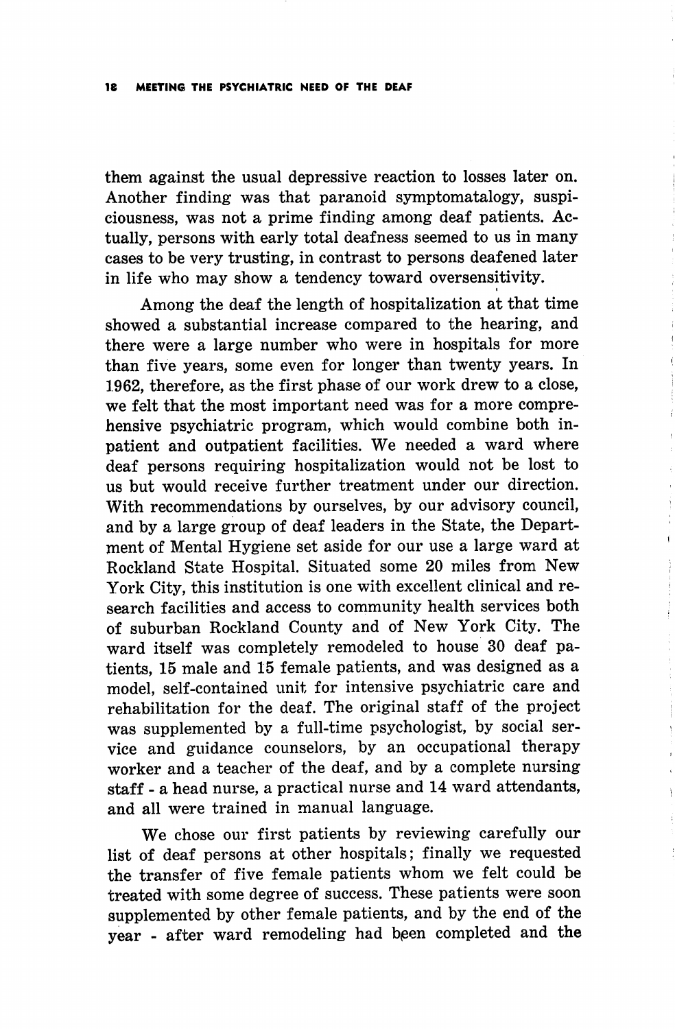them against the usual depressive reaction to losses later on. Another finding was that paranoid symptomatology, suspiciousness, was not a prime finding among deaf patients. Actually, persons with early total deafness seemed to us in many cases to be very trusting, in contrast to persons deafened later in life who may show a tendency toward oversensitivity.

Among the deaf the length of hospitalization at that time showed a substantial increase compared to the hearing, and there were a large number who were in hospitals for more than five years, some even for longer than twenty years. In 1962, therefore, as the first phase of our work drew to a close, we felt that the most important need was for a more comprehensive psychiatric program, which would combine both inpatient and outpatient facilities. We needed a ward where deaf persons requiring hospitalization would not be lost to us but would receive further treatment under our direction. With recommendations by ourselves, by our advisory council, and by a large group of deaf leaders in the State, the Department of Mental Hygiene set aside for our use a large ward at Rockland State Hospital. Situated some 20 miles from New York City, this institution is one with excellent clinical and research facilities and access to community health services both of suburban Rockland County and of New York City. The ward itself was completely remodeled to house 30 deaf patients, 15 male and 15 female patients, and was designed as a model, self-contained unit for intensive psychiatric care and rehabilitation for the deaf. The original staff of the project was supplemented by a full-time psychologist, by social service and guidance counselors, by an occupational therapy worker and a teacher of the deaf, and by a complete nursing staff - a head nurse, a practical nurse and 14 ward attendants, and all were trained in manual language.

We chose our first patients by reviewing carefully our list of deaf persons at other hospitals; finally we requested the transfer of five female patients whom we felt could be treated with some degree of success. These patients were soon supplemented by other female patients, and by the end of the year - after ward remodeling had been completed and the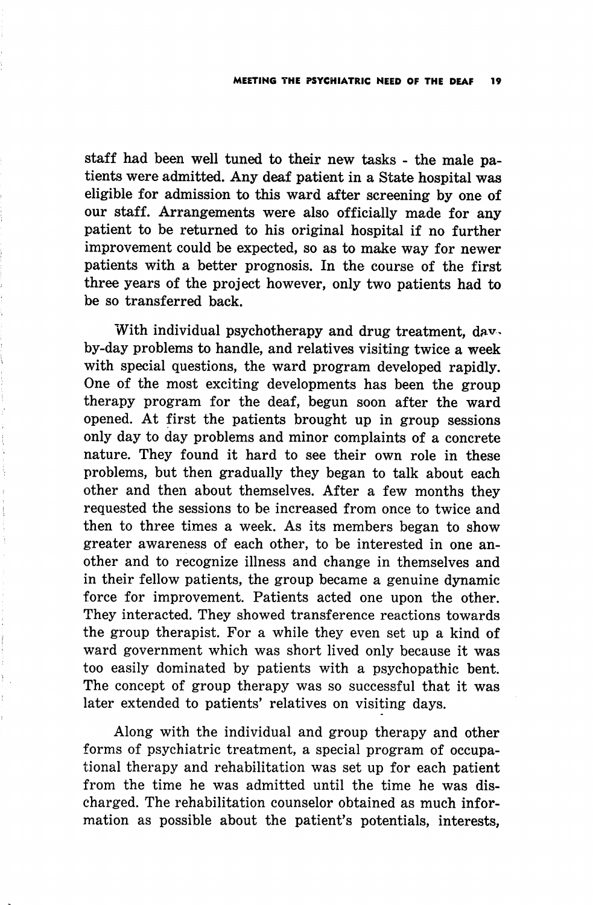staff had been well tuned to their new tasks - the male patients were admitted. Any deaf patient in a State hospital was eligible for admission to this ward after screening by one of our staff. Arrangements were also officially made for any patient to be returned to his original hospital if no further improvement could be expected, so as to make way for newer patients with a better prognosis. In the course of the first three years of the project however, only two patients had to be so transferred back.

With individual psychotherapy and drug treatment, day-by-day problems to handle, and relatives visiting twice a week with special questions, the ward program developed rapidly. One of the most exciting developments has been the group therapy program for the deaf, begun soon after the ward opened. At first the patients brought up in group sessions only day to day problems and minor complaints of a concrete nature. They found it hard to see their own role in these problems, but then gradually they began to talk about each other and then about themselves. After a few months they requested the sessions to be increased from once to twice and then to three times a week. As its members began to show greater awareness of each other, to be interested in one another and to recognize illness and change in themselves and in their fellow patients, the group became a genuine dynamic force for improvement. Patients acted one upon the other. They interacted. They showed transference reactions towards the group therapist. For a while they even set up a kind of ward government which was short lived only because it was too easily dominated by patients with a psychopathic bent. The concept of group therapy was so successful that it was later extended to patients' relatives on visiting days.

Along with the individual and group therapy and other forms of psychiatric treatment, a special program of occupational therapy and rehabilitation was set up for each patient from the time he was admitted until the time he was discharged. The rehabilitation counselor obtained as much information as possible about the patient's potentials, interests,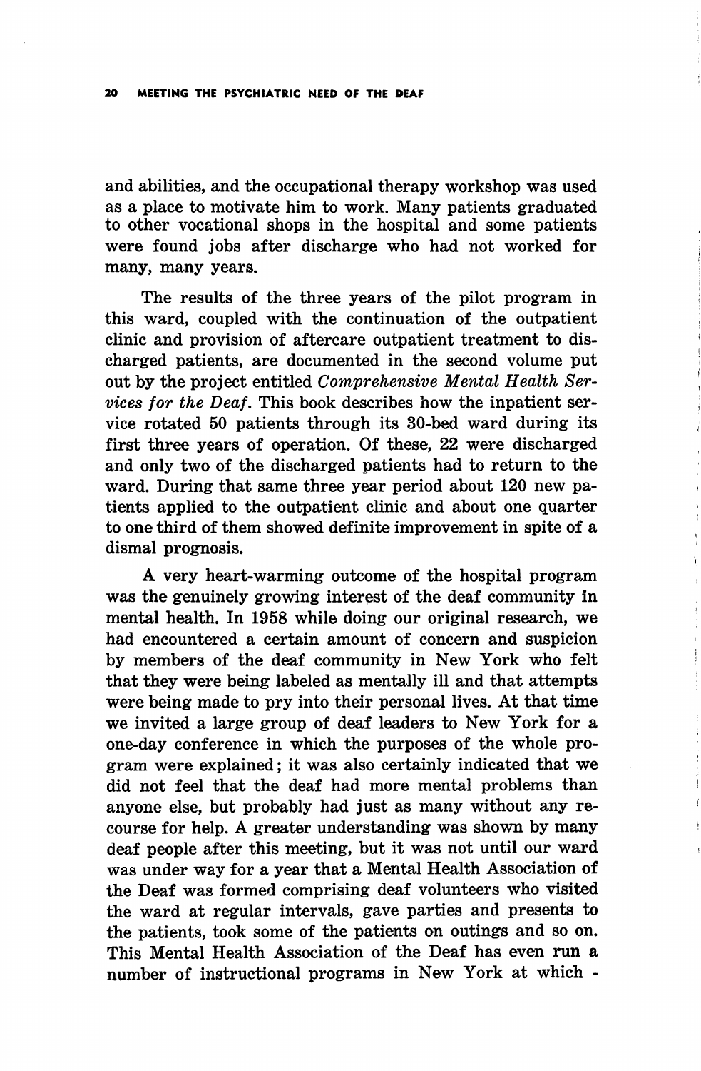and abilities, and the occupational therapy workshop was used as a place to motivate him to work. Many patients graduated to other vocational shops in the hospital and some patients were found jobs after discharge who had not worked for many, many years.

The results of the three years of the pilot program in this ward, coupled with the continuation of the outpatient clinic and provision of aftercare outpatient treatment to discharged patients, are documented in the second volume put out by the project entitled *Comprehensive Mental Health Services for the Deaf*. This book describes how the inpatient service rotated 50 patients through its 30-bed ward during its first three years of operation. Of these, 22 were discharged and only two of the discharged patients had to return to the ward. During that same three year period about 120 new patients applied to the outpatient clinic and about one quarter to one third of them showed definite improvement in spite of a dismal prognosis.

A very heart-warming outcome of the hospital program was the genuinely growing interest of the deaf community in mental health. In 1958 while doing our original research, we had encountered a certain amount of concern and suspicion by members of the deaf community in New York who felt that they were being labeled as mentally ill and that attempts were being made to pry into their personal lives. At that time we invited a large group of deaf leaders to New York for a one-day conference in which the purposes of the whole program were explained; it was also certainly indicated that we did not feel that the deaf had more mental problems than anyone else, but probably had just as many without any recourse for help. A greater understanding was shown by many deaf people after this meeting, but it was not until our ward was under way for a year that a Mental Health Association of the Deaf was formed comprising deaf volunteers who visited the ward at regular intervals, gave parties and presents to the patients, took some of the patients on outings and so on. This Mental Health Association of the Deaf has even run a number of instructional programs in New York at which -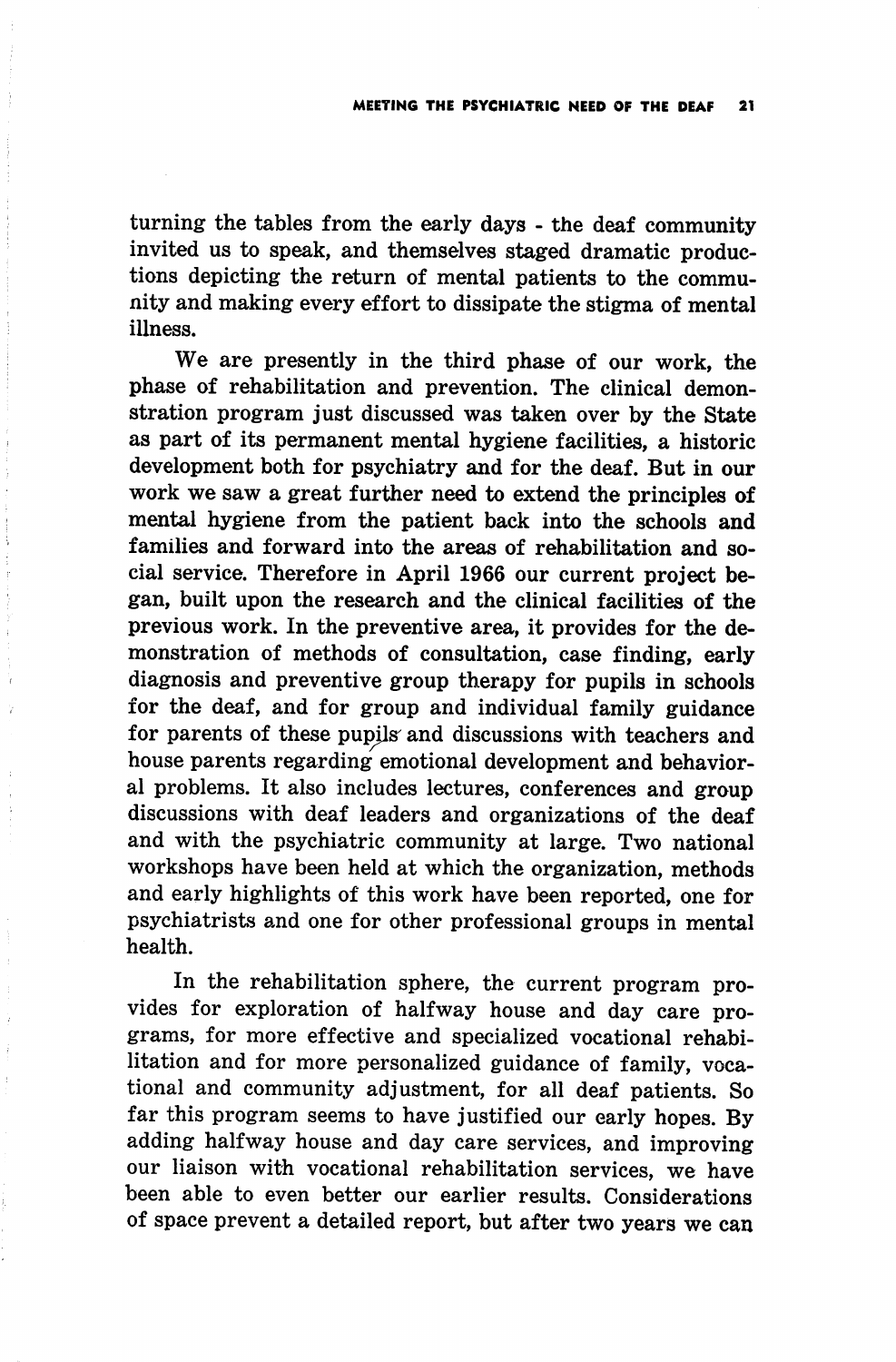turning the tables from the early days - the deaf community invited us to speak, and themselves staged dramatic productions depicting the return of mental patients to the community and making every effort to dissipate the stigma of mental illness.

We are presently in the third phase of our work, the phase of rehabilitation and prevention. The clinical demonstration program just discussed was taken over by the State as part of its permanent mental hygiene facilities, a historic development both for psychiatry and for the deaf. But in our work we saw a great further need to extend the principles of mental hygiene from the patient back into the schools and families and forward into the areas of rehabilitation and social service. Therefore in April 1966 our current project began, built upon the research and the clinical facilities of the previous work. In the preventive area, it provides for the demonstration of methods of consultation, case finding, early diagnosis and preventive group therapy for pupils in schools for the deaf, and for group and individual family guidance for parents of these pupils and discussions with teachers and house parents regarding emotional development and behavioral problems. It also includes lectures, conferences and group discussions with deaf leaders and organizations of the deaf and with the psychiatric community at large. Two national workshops have been held at which the organization, methods and early highlights of this work have been reported, one for psychiatrists and one for other professional groups in mental health.

In the rehabilitation sphere, the current program provides for exploration of halfway house and day care programs, for more effective and specialized vocational rehabilitation and for more personalized guidance of family, vocational and community adjustment, for all deaf patients. So far this program seems to have justified our early hopes. By adding halfway house and day care services, and improving our liaison with vocational rehabilitation services, we have been able to even better our earlier results. Considerations of space prevent a detailed report, but after two years we can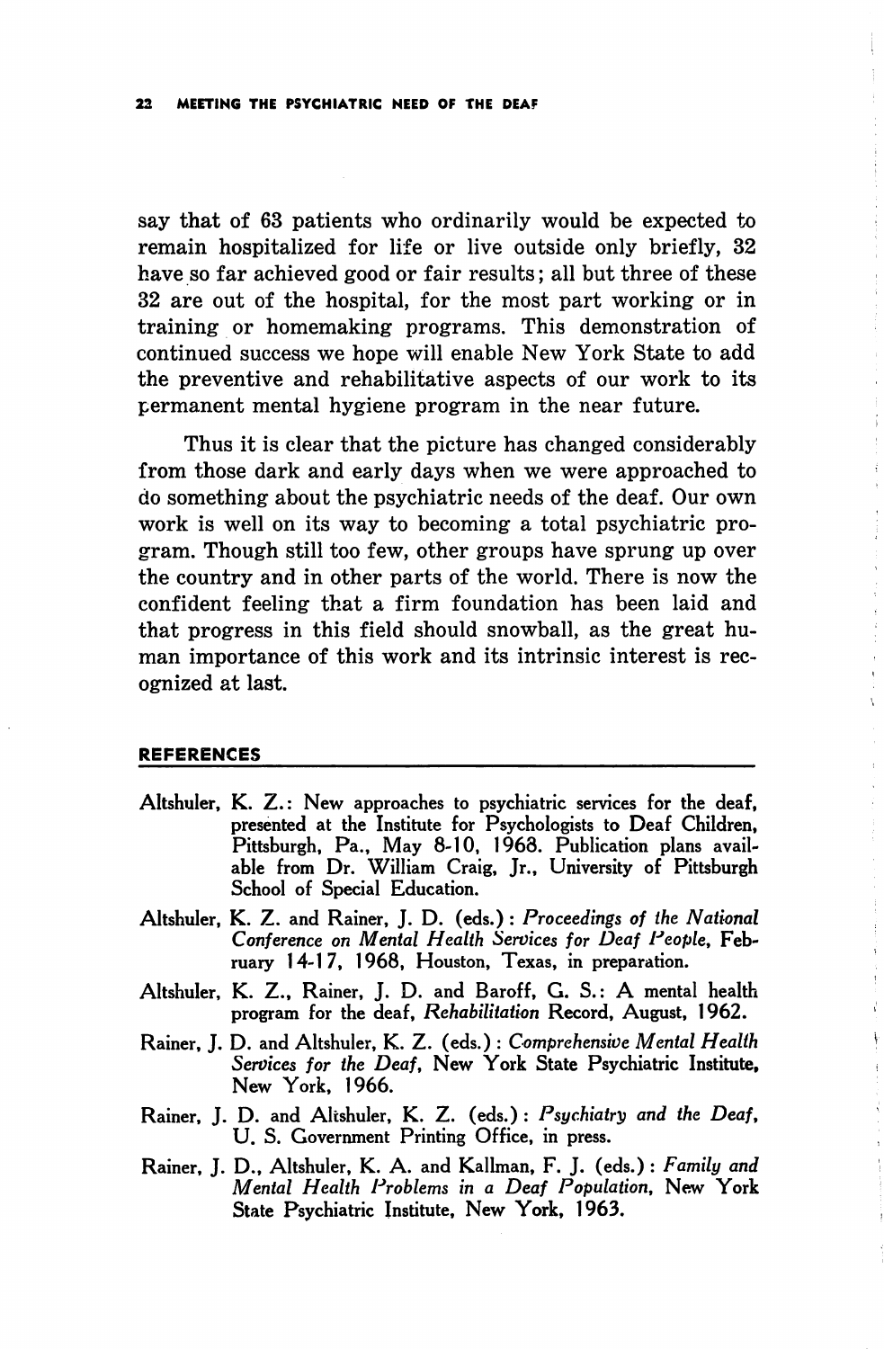say that of 63 patients who ordinarily would be expected to remain hospitalized for life or live outside only briefly, 32 have so far achieved good or fair results; all but three of these 32 are out of the hospital, for the most part working or in training or homemaking programs. This demonstration of continued success we hope will enable New York State to add the preventive and rehabilitative aspects of our work to its permanent mental hygiene program in the near future.

Thus it is clear that the picture has changed considerably from those dark and early days when we were approached to do something about the psychiatric needs of the deaf. Our own work is well on its way to becoming a total psychiatric program. Though still too few, other groups have sprung up over the country and in other parts of the world. There is now the confident feeling that a firm foundation has been laid and that progress in this field should snowball, as the great human importance of this work and its intrinsic interest is recognized at last.

## REFERENCES

Altshuler, K. Z.: New approaches to psychiatric services for the deaf, presented at the Institute for Psychologists to Deaf Children, Pittsburgh, Pa., May 8-10, 1968. Publication plans available from Dr. William Craig, Jr., University of Pittsburgh School of Special Education.

Altshuler, K. Z. and Rainer, J. D. (eds.): *Proceedings of the National Conference on Mental Health Services for Deaf People*, February 14-17, 1968, Houston, Texas, in preparation.

Altshuler, K. Z., Rainer, J. D. and Baroff, G. S.: A mental health program for the deaf, *Rehabilitation* Record, August, 1962.

Rainer, J. D. and Altshuler, K. Z. (eds.): *Comprehensive Mental Health Services for the Deaf*, New York State Psychiatric Institute, New York, 1966.

Rainer, J. D. and Altshuler, K. Z. (eds.): *Psychiatry and the Deaf*, U. S. Government Printing Office, in press.

Rainer, J. D., Altshuler, K. A. and Kallman, F. J. (eds.): *Family and Mental Health Problems in a Deaf Population*, New York State Psychiatric Institute, New York, 1963.